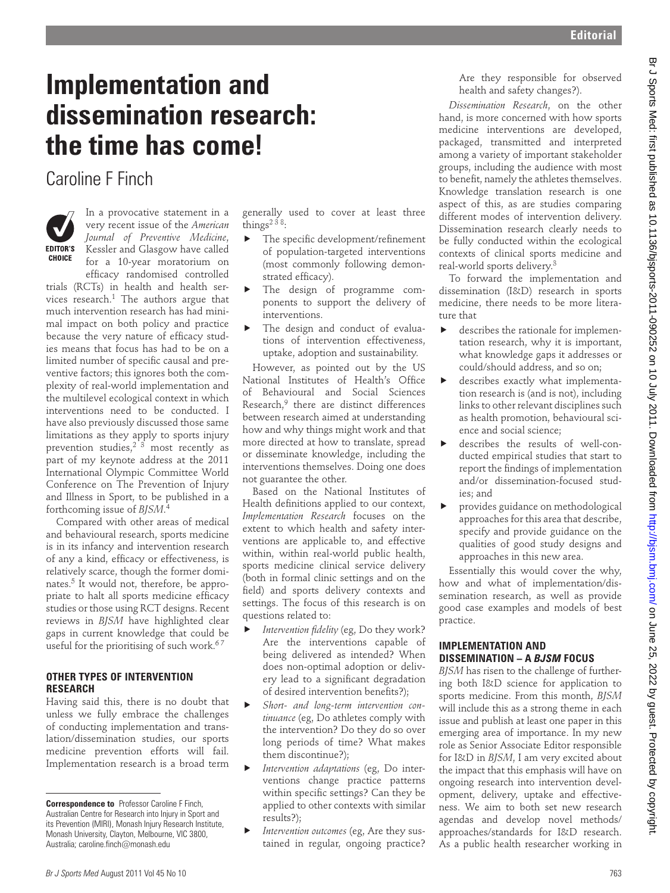# Implementation and dissemination research: the time has come!

Caroline F Finch

EDITOR'S CHOICE

In a provocative statement in a very recent issue of the *American Journal of Preventive Medicine*, Kessler and Glasgow have called for a 10-year moratorium on efficacy randomised controlled trials (RCTs) in health and health services research.[1] The authors argue that much intervention research has had minimal impact on both policy and practice because the very nature of efficacy studies means that focus has had to be on a limited number of specific causal and preventive factors; this ignores both the complexity of real-world implementation and the multilevel ecological context in which interventions need to be conducted. I have also previously discussed those same limitations as they apply to sports injury prevention studies,[2 3] most recently as part of my keynote address at the 2011 International Olympic Committee World Conference on The Prevention of Injury and Illness in Sport, to be published in a forthcoming issue of *BJSM*.[4]

Compared with other areas of medical and behavioural research, sports medicine is in its infancy and intervention research of any a kind, efficacy or effectiveness, is relatively scarce, though the former dominates.[5] It would not, therefore, be appropriate to halt all sports medicine efficacy studies or those using RCT designs. Recent reviews in *BJSM* have highlighted clear gaps in current knowledge that could be useful for the prioritising of such work.[6 7]

## OTHER TYPES OF INTERVENTION RESEARCH

Having said this, there is no doubt that unless we fully embrace the challenges of conducting implementation and translation/dissemination studies, our sports medicine prevention efforts will fail. Implementation research is a broad term generally used to cover at least three things[2 3 8]:

- The specific development/refinement of population-targeted interventions (most commonly following demonstrated efficacy).
- The design of programme components to support the delivery of interventions.
- The design and conduct of evaluations of intervention effectiveness, uptake, adoption and sustainability.

However, as pointed out by the US National Institutes of Health's Office of Behavioural and Social Sciences Research,[9] there are distinct differences between research aimed at understanding how and why things might work and that more directed at how to translate, spread or disseminate knowledge, including the interventions themselves. Doing one does not guarantee the other.

Based on the National Institutes of Health definitions applied to our context, *Implementation Research* focuses on the extent to which health and safety interventions are applicable to, and effective within, within real-world public health, sports medicine clinical service delivery (both in formal clinic settings and on the field) and sports delivery contexts and settings. The focus of this research is on questions related to:

- *Intervention fidelity* (eg, Do they work? Are the interventions capable of being delivered as intended? When does non-optimal adoption or delivery lead to a significant degradation of desired intervention benefits?);
- *Short- and long-term intervention continuance* (eg, Do athletes comply with the intervention? Do they do so over long periods of time? What makes them discontinue?);
- *Intervention adaptations* (eg, Do interventions change practice patterns within specific settings? Can they be applied to other contexts with similar results?);
- *Intervention outcomes* (eg, Are they sustained in regular, ongoing practice? Are they responsible for observed health and safety changes?).

*Dissemination Research*, on the other hand, is more concerned with how sports medicine interventions are developed, packaged, transmitted and interpreted among a variety of important stakeholder groups, including the audience with most to benefit, namely the athletes themselves. Knowledge translation research is one aspect of this, as are studies comparing different modes of intervention delivery. Dissemination research clearly needs to be fully conducted within the ecological contexts of clinical sports medicine and real-world sports delivery.[3]

To forward the implementation and dissemination (I&D) research in sports medicine, there needs to be more literature that

- describes the rationale for implementation research, why it is important, what knowledge gaps it addresses or could/should address, and so on;
- describes exactly what implementation research is (and is not), including links to other relevant disciplines such as health promotion, behavioural science and social science;
- describes the results of well-conducted empirical studies that start to report the findings of implementation and/or dissemination-focused studies; and
- provides guidance on methodological approaches for this area that describe, specify and provide guidance on the qualities of good study designs and approaches in this new area.

Essentially this would cover the why, how and what of implementation/dissemination research, as well as provide good case examples and models of best practice.

## IMPLEMENTATION AND DISSEMINATION – A *BJSM* FOCUS

*BJSM* has risen to the challenge of furthering both I&D science for application to sports medicine. From this month, *BJSM* will include this as a strong theme in each issue and publish at least one paper in this emerging area of importance. In my new role as Senior Associate Editor responsible for I&D in *BJSM*, I am very excited about the impact that this emphasis will have on ongoing research into intervention development, delivery, uptake and effectiveness. We aim to both set new research agendas and develop novel methods/approaches/standards for I&D research. As a public health researcher working in

---

**Correspondence to** Professor Caroline F Finch, Australian Centre for Research into Injury in Sport and its Prevention (MIRI), Monash Injury Research Institute, Monash University, Clayton, Melbourne, VIC 3800, Australia; caroline.finch@monash.edu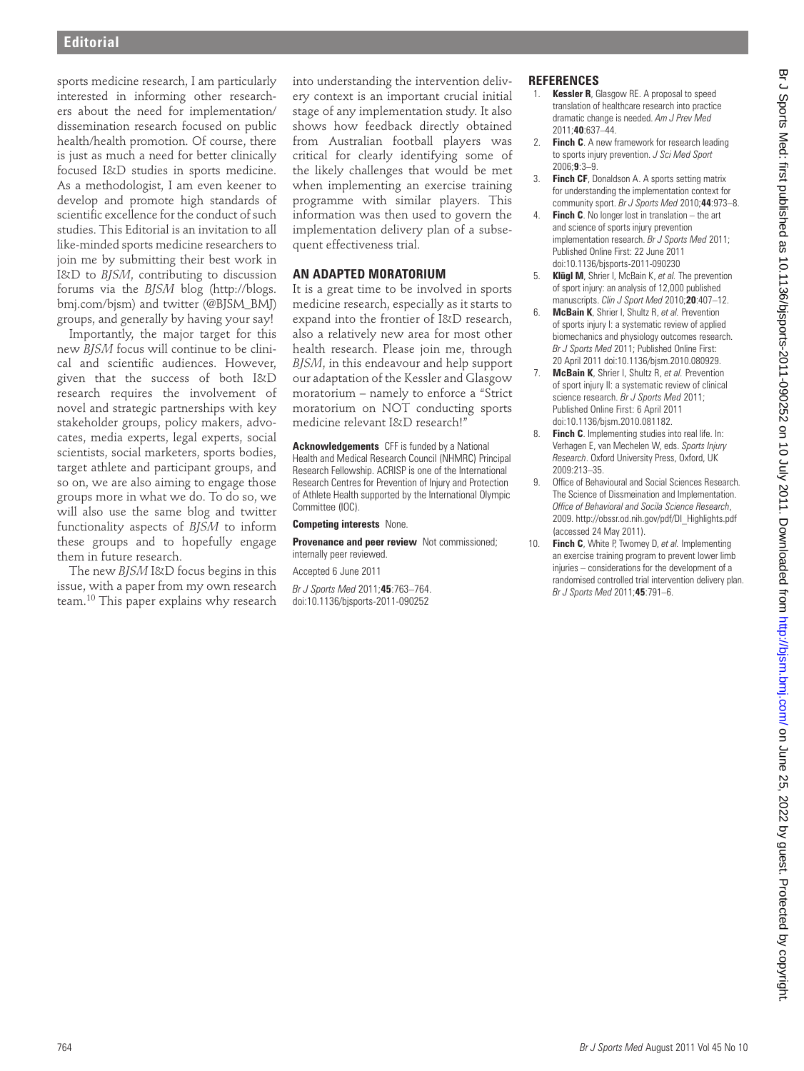sports medicine research, I am particularly interested in informing other researchers about the need for implementation/dissemination research focused on public health/health promotion. Of course, there is just as much a need for better clinically focused I&D studies in sports medicine. As a methodologist, I am even keener to develop and promote high standards of scientific excellence for the conduct of such studies. This Editorial is an invitation to all like-minded sports medicine researchers to join me by submitting their best work in I&D to *BJSM*, contributing to discussion forums via the *BJSM* blog (http://blogs.bmj.com/bjsm) and twitter (@BJSM_BMJ) groups, and generally by having your say!

Importantly, the major target for this new *BJSM* focus will continue to be clinical and scientific audiences. However, given that the success of both I&D research requires the involvement of novel and strategic partnerships with key stakeholder groups, policy makers, advocates, media experts, legal experts, social scientists, social marketers, sports bodies, target athlete and participant groups, and so on, we are also aiming to engage those groups more in what we do. To do so, we will also use the same blog and twitter functionality aspects of *BJSM* to inform these groups and to hopefully engage them in future research.

The new *BJSM* I&D focus begins in this issue, with a paper from my own research team.[10] This paper explains why research into understanding the intervention delivery context is an important crucial initial stage of any implementation study. It also shows how feedback directly obtained from Australian football players was critical for clearly identifying some of the likely challenges that would be met when implementing an exercise training programme with similar players. This information was then used to govern the implementation delivery plan of a subsequent effectiveness trial.

## AN ADAPTED MORATORIUM

It is a great time to be involved in sports medicine research, especially as it starts to expand into the frontier of I&D research, also a relatively new area for most other health research. Please join me, through *BJSM*, in this endeavour and help support our adaptation of the Kessler and Glasgow moratorium – namely to enforce a "Strict moratorium on NOT conducting sports medicine relevant I&D research!"

**Acknowledgements** CFF is funded by a National Health and Medical Research Council (NHMRC) Principal Research Fellowship. ACRISP is one of the International Research Centres for Prevention of Injury and Protection of Athlete Health supported by the International Olympic Committee (IOC).

**Competing interests** None.

**Provenance and peer review** Not commissioned; internally peer reviewed.

Accepted 6 June 2011

*Br J Sports Med* 2011;**45**:763–764.
doi:10.1136/bjsports-2011-090252

## REFERENCES

1. **Kessler R**, Glasgow RE. A proposal to speed translation of healthcare research into practice dramatic change is needed. *Am J Prev Med* 2011;**40**:637–44.
2. **Finch C**. A new framework for research leading to sports injury prevention. *J Sci Med Sport* 2006;**9**:3–9.
3. **Finch CF**, Donaldson A. A sports setting matrix for understanding the implementation context for community sport. *Br J Sports Med* 2010;**44**:973–8.
4. **Finch C**. No longer lost in translation – the art and science of sports injury prevention implementation research. *Br J Sports Med* 2011; Published Online First: 22 June 2011 doi:10.1136/bjsports-2011-090230
5. **Klügl M**, Shrier I, McBain K, *et al.* The prevention of sport injury: an analysis of 12,000 published manuscripts. *Clin J Sport Med* 2010;**20**:407–12.
6. **McBain K**, Shrier I, Shultz R, *et al.* Prevention of sports injury I: a systematic review of applied biomechanics and physiology outcomes research. *Br J Sports Med* 2011; Published Online First: 20 April 2011 doi:10.1136/bjsm.2010.080929.
7. **McBain K**, Shrier I, Shultz R, *et al.* Prevention of sport injury II: a systematic review of clinical science research. *Br J Sports Med* 2011; Published Online First: 6 April 2011 doi:10.1136/bjsm.2010.081182.
8. **Finch C**. Implementing studies into real life. In: Verhagen E, van Mechelen W, eds. *Sports Injury Research*. Oxford University Press, Oxford, UK 2009:213–35.
9. Office of Behavioural and Social Sciences Research. The Science of Dissmeination and Implementation. *Office of Behavioral and Socila Science Research*, 2009. http://obssr.od.nih.gov/pdf/DI_Highlights.pdf (accessed 24 May 2011).
10. **Finch C**, White P, Twomey D, *et al.* Implementing an exercise training program to prevent lower limb injuries – considerations for the development of a randomised controlled trial intervention delivery plan. *Br J Sports Med* 2011;**45**:791–6.